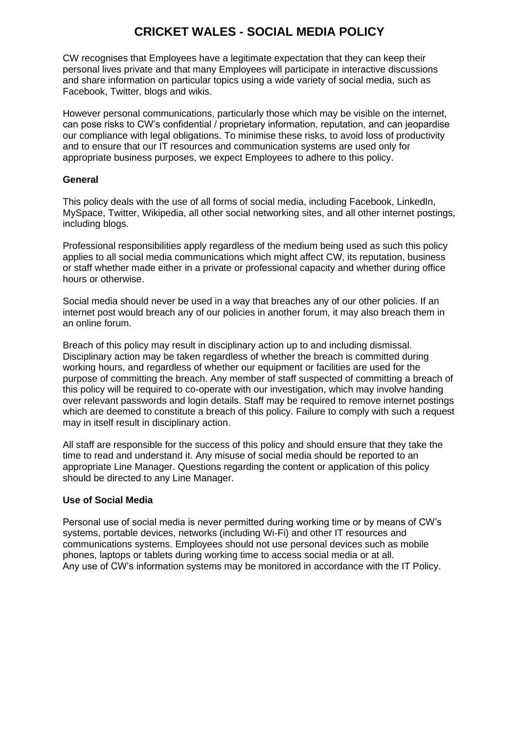# CRICKET WALES - SOCIAL MEDIA POLICY

CW recognises that Employees have a legitimate expectation that they can keep their personal lives private and that many Employees will participate in interactive discussions and share information on particular topics using a wide variety of social media, such as Facebook, Twitter, blogs and wikis.

However personal communications, particularly those which may be visible on the internet, can pose risks to CW's confidential / proprietary information, reputation, and can jeopardise our compliance with legal obligations. To minimise these risks, to avoid loss of productivity and to ensure that our IT resources and communication systems are used only for appropriate business purposes, we expect Employees to adhere to this policy.

**General**

This policy deals with the use of all forms of social media, including Facebook, LinkedIn, MySpace, Twitter, Wikipedia, all other social networking sites, and all other internet postings, including blogs.

Professional responsibilities apply regardless of the medium being used as such this policy applies to all social media communications which might affect CW, its reputation, business or staff whether made either in a private or professional capacity and whether during office hours or otherwise.

Social media should never be used in a way that breaches any of our other policies. If an internet post would breach any of our policies in another forum, it may also breach them in an online forum.

Breach of this policy may result in disciplinary action up to and including dismissal. Disciplinary action may be taken regardless of whether the breach is committed during working hours, and regardless of whether our equipment or facilities are used for the purpose of committing the breach. Any member of staff suspected of committing a breach of this policy will be required to co-operate with our investigation, which may involve handing over relevant passwords and login details. Staff may be required to remove internet postings which are deemed to constitute a breach of this policy. Failure to comply with such a request may in itself result in disciplinary action.

All staff are responsible for the success of this policy and should ensure that they take the time to read and understand it. Any misuse of social media should be reported to an appropriate Line Manager. Questions regarding the content or application of this policy should be directed to any Line Manager.

**Use of Social Media**

Personal use of social media is never permitted during working time or by means of CW's systems, portable devices, networks (including Wi-Fi) and other IT resources and communications systems. Employees should not use personal devices such as mobile phones, laptops or tablets during working time to access social media or at all.
Any use of CW's information systems may be monitored in accordance with the IT Policy.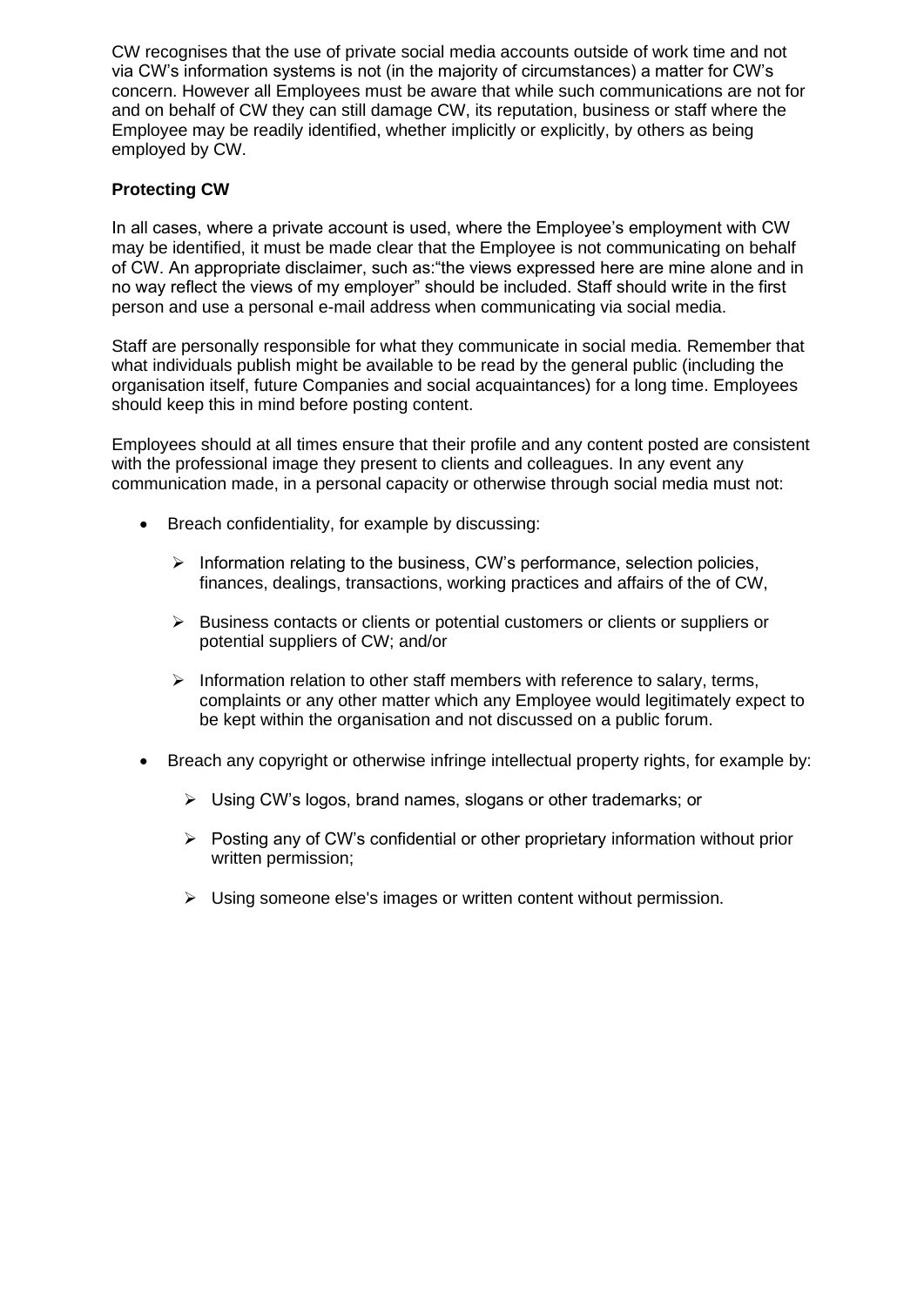CW recognises that the use of private social media accounts outside of work time and not via CW's information systems is not (in the majority of circumstances) a matter for CW's concern. However all Employees must be aware that while such communications are not for and on behalf of CW they can still damage CW, its reputation, business or staff where the Employee may be readily identified, whether implicitly or explicitly, by others as being employed by CW.

**Protecting CW**

In all cases, where a private account is used, where the Employee's employment with CW may be identified, it must be made clear that the Employee is not communicating on behalf of CW. An appropriate disclaimer, such as:"the views expressed here are mine alone and in no way reflect the views of my employer" should be included. Staff should write in the first person and use a personal e-mail address when communicating via social media.

Staff are personally responsible for what they communicate in social media. Remember that what individuals publish might be available to be read by the general public (including the organisation itself, future Companies and social acquaintances) for a long time. Employees should keep this in mind before posting content.

Employees should at all times ensure that their profile and any content posted are consistent with the professional image they present to clients and colleagues. In any event any communication made, in a personal capacity or otherwise through social media must not:

- Breach confidentiality, for example by discussing:
  - Information relating to the business, CW's performance, selection policies, finances, dealings, transactions, working practices and affairs of the of CW,
  - Business contacts or clients or potential customers or clients or suppliers or potential suppliers of CW; and/or
  - Information relation to other staff members with reference to salary, terms, complaints or any other matter which any Employee would legitimately expect to be kept within the organisation and not discussed on a public forum.
- Breach any copyright or otherwise infringe intellectual property rights, for example by:
  - Using CW's logos, brand names, slogans or other trademarks; or
  - Posting any of CW's confidential or other proprietary information without prior written permission;
  - Using someone else's images or written content without permission.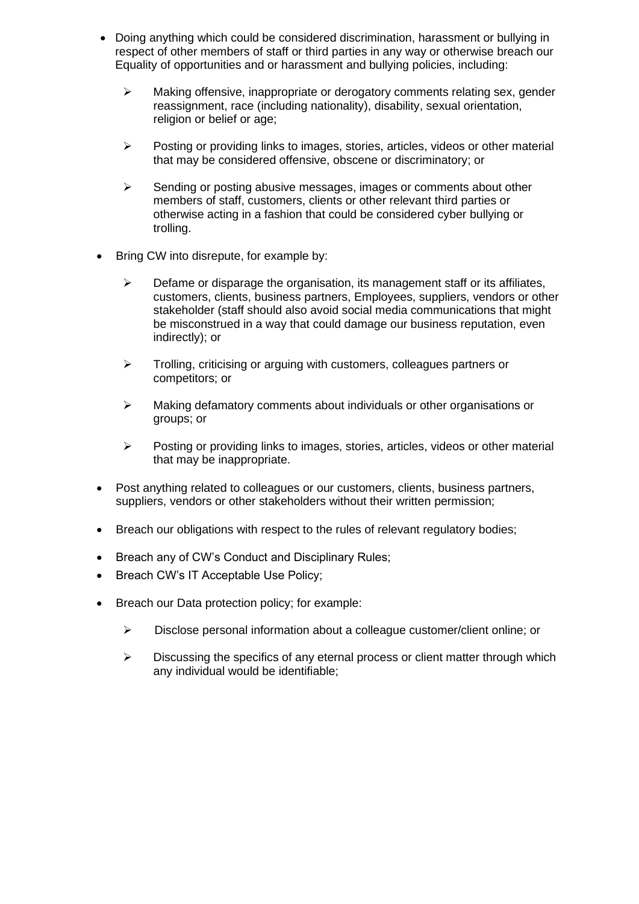- Doing anything which could be considered discrimination, harassment or bullying in respect of other members of staff or third parties in any way or otherwise breach our Equality of opportunities and or harassment and bullying policies, including:
  - Making offensive, inappropriate or derogatory comments relating sex, gender reassignment, race (including nationality), disability, sexual orientation, religion or belief or age;
  - Posting or providing links to images, stories, articles, videos or other material that may be considered offensive, obscene or discriminatory; or
  - Sending or posting abusive messages, images or comments about other members of staff, customers, clients or other relevant third parties or otherwise acting in a fashion that could be considered cyber bullying or trolling.
- Bring CW into disrepute, for example by:
  - Defame or disparage the organisation, its management staff or its affiliates, customers, clients, business partners, Employees, suppliers, vendors or other stakeholder (staff should also avoid social media communications that might be misconstrued in a way that could damage our business reputation, even indirectly); or
  - Trolling, criticising or arguing with customers, colleagues partners or competitors; or
  - Making defamatory comments about individuals or other organisations or groups; or
  - Posting or providing links to images, stories, articles, videos or other material that may be inappropriate.
- Post anything related to colleagues or our customers, clients, business partners, suppliers, vendors or other stakeholders without their written permission;
- Breach our obligations with respect to the rules of relevant regulatory bodies;
- Breach any of CW's Conduct and Disciplinary Rules;
- Breach CW's IT Acceptable Use Policy;
- Breach our Data protection policy; for example:
  - Disclose personal information about a colleague customer/client online; or
  - Discussing the specifics of any eternal process or client matter through which any individual would be identifiable;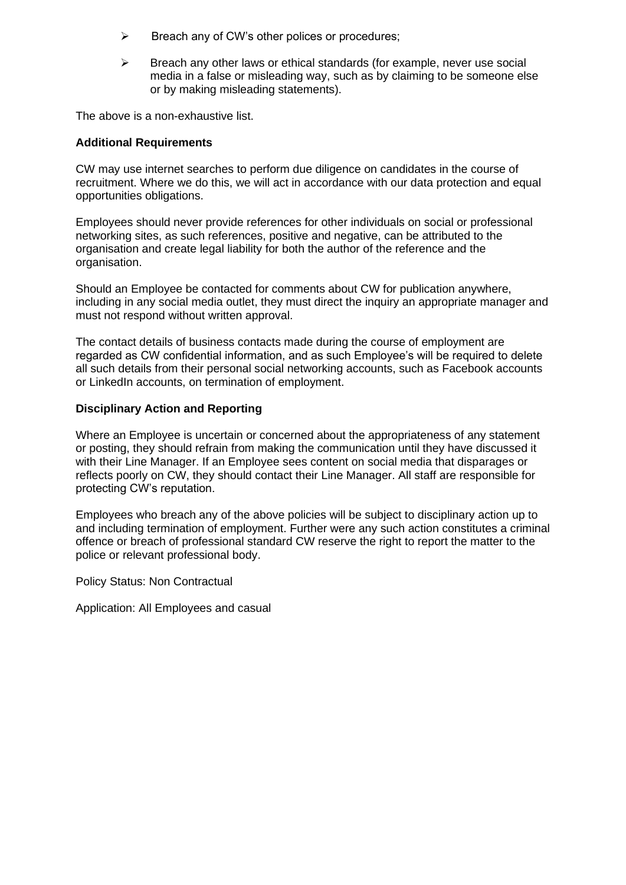- Breach any of CW's other polices or procedures;
- Breach any other laws or ethical standards (for example, never use social media in a false or misleading way, such as by claiming to be someone else or by making misleading statements).

The above is a non-exhaustive list.

**Additional Requirements**

CW may use internet searches to perform due diligence on candidates in the course of recruitment. Where we do this, we will act in accordance with our data protection and equal opportunities obligations.

Employees should never provide references for other individuals on social or professional networking sites, as such references, positive and negative, can be attributed to the organisation and create legal liability for both the author of the reference and the organisation.

Should an Employee be contacted for comments about CW for publication anywhere, including in any social media outlet, they must direct the inquiry an appropriate manager and must not respond without written approval.

The contact details of business contacts made during the course of employment are regarded as CW confidential information, and as such Employee's will be required to delete all such details from their personal social networking accounts, such as Facebook accounts or LinkedIn accounts, on termination of employment.

**Disciplinary Action and Reporting**

Where an Employee is uncertain or concerned about the appropriateness of any statement or posting, they should refrain from making the communication until they have discussed it with their Line Manager. If an Employee sees content on social media that disparages or reflects poorly on CW, they should contact their Line Manager. All staff are responsible for protecting CW's reputation.

Employees who breach any of the above policies will be subject to disciplinary action up to and including termination of employment. Further were any such action constitutes a criminal offence or breach of professional standard CW reserve the right to report the matter to the police or relevant professional body.

Policy Status: Non Contractual

Application: All Employees and casual